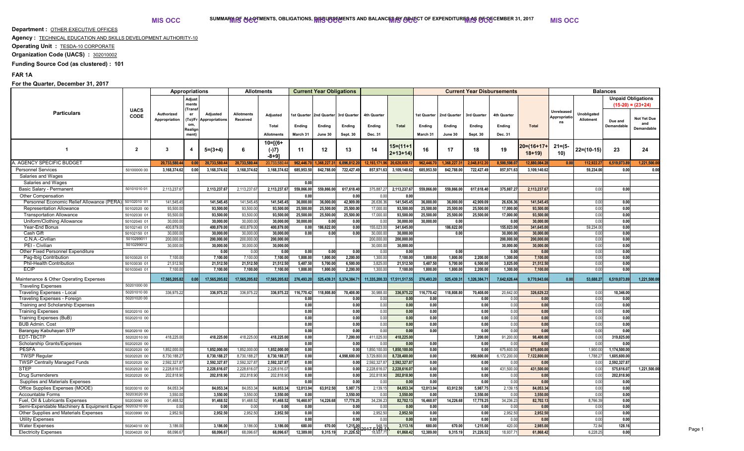SUMMARY OF ALLOTMENTS, OBLIGATIONS, DISBURSEMENTS AND BALANCES BY OBJECT OF EXPENDITURES AS OF DECEMBER 31, 2017

**Department :** OTHER EXECUTIVE OFFICES

**Agency :** TECHNICAL EDUCATION AND SKILLS DEVELOPMENT AUTHORITY-10

**Operating Unit :** TESDA-10 CORPORATE

**Organization Code (UACS) :** 302010002

**Funding Source Cod (as clustered) :** 101

## FAR 1A

**For the Quarter, December 31, 2017**

| Particulars | UACS CODE | Appropriations | | | Allotments | | Current Year Obligations | | | | | Current Year Disbursements | | | | | Balances | | | |
|---|---|---|---|---|---|---|---|---|---|---|---|---|---|---|---|---|---|---|---|---|
| | | Authorized Appropriation | Adjustments (Transfer (To)/From, Realignment) | Adjusted Appropriations | Allotments Received | Adjusted Total Allotments | 1st Quarter Ending March 31 | 2nd Quarter Ending June 30 | 3rd Quarter Ending Sept. 30 | 4th Quarter Ending Dec. 31 | Total | 1st Quarter Ending March 31 | 2nd Quarter Ending June 30 | 3rd Quarter Ending Sept. 30 | 4th Quarter Ending Dec. 31 | Total | Unreleased Appropriations | Unobligated Allotment | Unpaid Obligations (15-20) = (23+24) Due and Demandable | Unpaid Obligations (15-20) = (23+24) Not Yet Due and Demandable |
| 1 | 2 | 3 | 4 | 5=(3+4) | 6 | 10=[{6+(-)7}-8+9] | 11 | 12 | 13 | 14 | 15=(11+12+13+14) | 16 | 17 | 18 | 19 | 20=(16+17+18+19) | 21=(5-10) | 22=(10-15) | 23 | 24 |
| A. AGENCY SPECIFIC BUDGET | | 20,733,580.44 | 0.00 | 20,733,580.44 | 20,733,580.44 | 20,733,580.44 | 962,446.70 | 1,368,227.31 | 6,096,812.20 | 12,193,171.96 | 20,620,658.17 | 962,446.70 | 1,368,227.31 | 2,048,812.20 | 8,500,598.07 | 12,880,084.28 | 0.00 | 112,922.27 | 6,519,073.89 | 1,221,500.00 |
| Personnel Services | 50100000 00 | 3,168,374.62 | 0.00 | 3,168,374.62 | 3,168,374.62 | 3,168,374.62 | 685,953.50 | 842,788.00 | 722,427.49 | 857,971.63 | 3,109,140.62 | 685,953.50 | 842,788.00 | 722,427.49 | 857,971.63 | 3,109,140.62 | | 59,234.00 | 0.00 | 0.00 |
| Salaries and Wages | | | | | | | | | | | | | | | | | | | | |
| Salaries and Wages | | | | | | 0.00 | | | | | | | | | | | | | | |
| Basic Salary - Permanent | 50101010 01 | 2,113,237.67 | | 2,113,237.67 | 2,113,237.67 | 2,113,237.67 | 559,866.00 | 559,866.00 | 617,618.40 | 375,887.27 | 2,113,237.67 | 559,866.00 | 559,866.00 | 617,618.40 | 375,887.27 | 2,113,237.67 | | 0.00 | 0.00 | |
| Other Compensation | | | | | | 0.00 | | | 0.00 | 0.00 | 0.00 | | | | | | | | | |
| Personnel Economic Relief Allowance (PERA) | 50102010 01 | 141,545.45 | | 141,545.45 | 141,545.45 | 141,545.45 | 36,000.00 | 36,000.00 | 42,909.09 | 26,636.36 | 141,545.45 | 36,000.00 | 36,000.00 | 42,909.09 | 26,636.36 | 141,545.45 | | 0.00 | 0.00 | |
| Representation Allowance | 50102020 00 | 93,500.00 | | 93,500.00 | 93,500.00 | 93,500.00 | 25,500.00 | 25,500.00 | 25,500.00 | 17,000.00 | 93,500.00 | 25,500.00 | 25,500.00 | 25,500.00 | 17,000.00 | 93,500.00 | | 0.00 | 0.00 | |
| Transportation Allowance | 50102030 01 | 93,500.00 | | 93,500.00 | 93,500.00 | 93,500.00 | 25,500.00 | 25,500.00 | 25,500.00 | 17,000.00 | 93,500.00 | 25,500.00 | 25,500.00 | 25,500.00 | 17,000.00 | 93,500.00 | | 0.00 | 0.00 | |
| Uniform/Clothing Allowance | 50102040 01 | 30,000.00 | | 30,000.00 | 30,000.00 | 30,000.00 | 30,000.00 | 0.00 | 0.00 | 0.00 | 30,000.00 | 30,000.00 | 0.00 | | 0.00 | 30,000.00 | | 0.00 | 0.00 | |
| Year-End Bonus | 50102140 01 | 400,879.00 | | 400,879.00 | 400,879.00 | 400,879.00 | 0.00 | 186,622.00 | 0.00 | 155,023.00 | 341,645.00 | | 186,622.00 | | 155,023.00 | 341,645.00 | | 59,234.00 | 0.00 | |
| Cash Gift | 50102150 01 | 30,000.00 | | 30,000.00 | 30,000.00 | 30,000.00 | 0.00 | 0.00 | 0.00 | 30,000.00 | 30,000.00 | | 0.00 | | 30,000.00 | 30,000.00 | | 0.00 | 0.00 | |
| C.N.A.-Civilian | 50102990 11 | 200,000.00 | | 200,000.00 | 200,000.00 | 200,000.00 | | | | 200,000.00 | 200,000.00 | | | | 200,000.00 | 200,000.00 | | 0.00 | 0.00 | |
| PEI - Civilian | 50102990 12 | 30,000.00 | | 30,000.00 | 30,000.00 | 30,000.00 | | | | 30,000.00 | 30,000.00 | | | | 30,000.00 | 30,000.00 | | 0.00 | 0.00 | |
| Other Fixed Personnel Expenditure | | | | 0.00 | 0.00 | 0.00 | 0.00 | 0.00 | 0.00 | 0.00 | 0.00 | | 0.00 | | | 0.00 | | 0.00 | 0.00 | |
| Pag-Ibig Contribution | 50103020 01 | 7,100.00 | | 7,100.00 | 7,100.00 | 7,100.00 | 1,800.00 | 1,800.00 | 2,200.00 | 1,300.00 | 7,100.00 | 1,800.00 | 1,800.00 | 2,200.00 | 1,300.00 | 7,100.00 | | 0.00 | 0.00 | |
| Phil-Health Contribution | 50103030 01 | 21,512.50 | | 21,512.50 | 21,512.50 | 21,512.50 | 5,487.50 | 5,700.00 | 6,500.00 | 3,825.00 | 21,512.50 | 5,487.50 | 5,700.00 | 6,500.00 | 3,825.00 | 21,512.50 | | 0.00 | 0.00 | |
| ECIP | 50103040 01 | 7,100.00 | | 7,100.00 | 7,100.00 | 7,100.00 | 1,800.00 | 1,800.00 | 2,200.00 | 1,300.00 | 7,100.00 | 1,800.00 | 1,800.00 | 2,200.00 | 1,300.00 | 7,100.00 | | 0.00 | 0.00 | |
| Maintenance & Other Operating Expenses | | 17,565,205.82 | 0.00 | 17,565,205.82 | 17,565,205.82 | 17,565,205.82 | 276,493.20 | 525,439.31 | 5,374,384.71 | 11,335,200.33 | 17,511,517.55 | 276,493.20 | 525,439.31 | 1,326,384.71 | 7,642,626.44 | 9,770,943.66 | 0.00 | 53,688.27 | 6,519,073.89 | 1,221,500.00 |
| Traveling Expenses | 50201000 00 | | | | | | | | | | | | | | | | | | | |
| Traveling Expenses - Local | 50201010 00 | 336,975.22 | | 336,975.22 | 336,975.22 | 336,975.22 | 116,770.42 | 118,808.80 | 70,408.00 | 30,988.00 | 336,975.22 | 116,770.42 | 118,808.80 | 70,408.00 | 20,642.00 | 326,629.22 | | 0.00 | 10,346.00 | |
| Traveling Expenses - Foreign | 50201020 00 | | | | | 0.00 | 0.00 | | 0.00 | 0.00 | 0.00 | 0.00 | | 0.00 | 0.00 | 0.00 | | 0.00 | 0.00 | |
| Training and Scholarship Expenses | | | | | | 0.00 | 0.00 | | 0.00 | 0.00 | 0.00 | 0.00 | | 0.00 | 0.00 | 0.00 | | 0.00 | 0.00 | |
| Training Expenses | 50202010 00 | | | | | 0.00 | 0.00 | | 0.00 | 0.00 | 0.00 | 0.00 | | 0.00 | 0.00 | 0.00 | | 0.00 | 0.00 | |
| Training Expenses (BuB) | 50202010 00 | | | | | 0.00 | 0.00 | | 0.00 | 0.00 | 0.00 | 0.00 | | 0.00 | 0.00 | 0.00 | | 0.00 | 0.00 | |
| BUB Admin. Cost | | | | | | 0.00 | 0.00 | | 0.00 | 0.00 | 0.00 | 0.00 | | 0.00 | 0.00 | 0.00 | | 0.00 | 0.00 | |
| Barangay Kabuhayan STP | 50202010 00 | | | | | 0.00 | 0.00 | | 0.00 | 0.00 | 0.00 | 0.00 | | 0.00 | 0.00 | 0.00 | | 0.00 | 0.00 | |
| EDT-TBCTP | 50202010 00 | 418,225.00 | | 418,225.00 | 418,225.00 | 418,225.00 | 0.00 | | 7,200.00 | 411,025.00 | 418,225.00 | | | 7,200.00 | 91,200.00 | 98,400.00 | | 0.00 | 319,825.00 | |
| Scholarship Grants/Expenses | 50202020 00 | | | | | 0.00 | 0.00 | | 0.00 | 0.00 | 0.00 | 0.00 | | 0.00 | 0.00 | 0.00 | | 0.00 | 0.00 | |
| PESFA | 50202020 00 | 1,852,000.00 | | 1,852,000.00 | 1,852,000.00 | 1,852,000.00 | 0.00 | | 0.00 | 1,850,100.00 | 1,850,100.00 | 0.00 | | 0.00 | 675,600.00 | 675,600.00 | | 1,900.00 | 1,174,500.00 | |
| TWSP Regular | 50202020 00 | 8,730,188.27 | | 8,730,188.27 | 8,730,188.27 | 8,730,188.27 | 0.00 | | 4,998,600.00 | 3,729,800.00 | 8,728,400.00 | 0.00 | | 950,600.00 | 6,172,200.00 | 7,122,800.00 | | 1,788.27 | 1,605,600.00 | |
| TWSP Centrally Managed Funds | 50202020 00 | 2,592,327.87 | | 2,592,327.87 | 2,592,327.87 | 2,592,327.87 | 0.00 | | 0.00 | 2,592,327.87 | 2,592,327.87 | 0.00 | | 0.00 | 0.00 | 0.00 | | 0.00 | 2,592,327.87 | |
| STEP | 50202020 00 | 2,228,616.07 | | 2,228,616.07 | 2,228,616.07 | 2,228,616.07 | 0.00 | | 0.00 | 2,228,616.07 | 2,228,616.07 | 0.00 | | 0.00 | 431,500.00 | 431,500.00 | | 0.00 | 575,616.07 | 1,221,500.00 |
| Drug Surrenderers | 50202020 00 | 202,818.90 | | 202,818.90 | 202,818.90 | 202,818.90 | 0.00 | | 0.00 | 202,818.90 | 202,818.90 | 0.00 | | 0.00 | 0.00 | 0.00 | | 0.00 | 202,818.90 | |
| Supplies and Materials Expenses | | | | | | 0.00 | 0.00 | | 0.00 | 0.00 | 0.00 | 0.00 | | 0.00 | 0.00 | 0.00 | | 0.00 | 0.00 | |
| Office Supplies Expenses (MOOE) | 50203010 00 | 84,053.34 | | 84,053.34 | 84,053.34 | 84,053.34 | 12,013.94 | 63,912.50 | 5,987.75 | 2,139.15 | 84,053.34 | 12,013.94 | 63,912.50 | 5,987.75 | 2,139.15 | 84,053.34 | | 0.00 | 0.00 | |
| Accountable Forms | 50203020 00 | 3,550.00 | | 3,550.00 | 3,550.00 | 3,550.00 | 0.00 | | 3,550.00 | 0.00 | 3,550.00 | 0.00 | | 3,550.00 | 0.00 | 3,550.00 | | 0.00 | 0.00 | |
| Fuel, Oil & Lubricants Expenses | 50203090 00 | 91,468.52 | | 91,468.52 | 91,468.52 | 91,468.52 | 16,460.97 | 14,226.68 | 17,778.25 | 34,236.23 | 82,702.13 | 16,460.97 | 14,226.68 | 17,778.25 | 34,236.23 | 82,702.13 | | 8,766.39 | 0.00 | |
| Semi-Expendable Machinery & Equipment Expenses | 50203210 00 | 0.00 | | 0.00 | 0.00 | 0.00 | 0.00 | | 0.00 | 0.00 | 0.00 | 0.00 | | 0.00 | 0.00 | 0.00 | | 0.00 | 0.00 | |
| Other Supplies and Materials Expenses | 50203990 00 | 2,952.50 | | 2,952.50 | 2,952.50 | 2,952.50 | 0.00 | | 0.00 | 2,952.50 | 2,952.50 | 0.00 | | 0.00 | 2,952.50 | 2,952.50 | | 0.00 | 0.00 | |
| Utility Expenses | | | | | | 0.00 | 0.00 | | 0.00 | 0.00 | 0.00 | 0.00 | | 0.00 | 0.00 | 0.00 | | 0.00 | 0.00 | |
| Water Expenses | 50204010 00 | 3,186.00 | | 3,186.00 | 3,186.00 | 3,186.00 | 680.00 | 670.00 | 1,215.00 | 548.16 | 3,113.16 | 680.00 | 670.00 | 1,215.00 | 420.00 | 2,985.00 | | 72.84 | 128.16 | |
| Electricity Expenses | 50204020 00 | 68,096.67 | | 68,096.67 | 68,096.67 | 68,096.67 | 12,389.00 | 9,315.19 | 21,226.52 | 18,937.71 | 61,868.42 | 12,389.00 | 9,315.19 | 21,226.52 | 18,937.71 | 61,868.42 | | 6,228.25 | 0.00 | |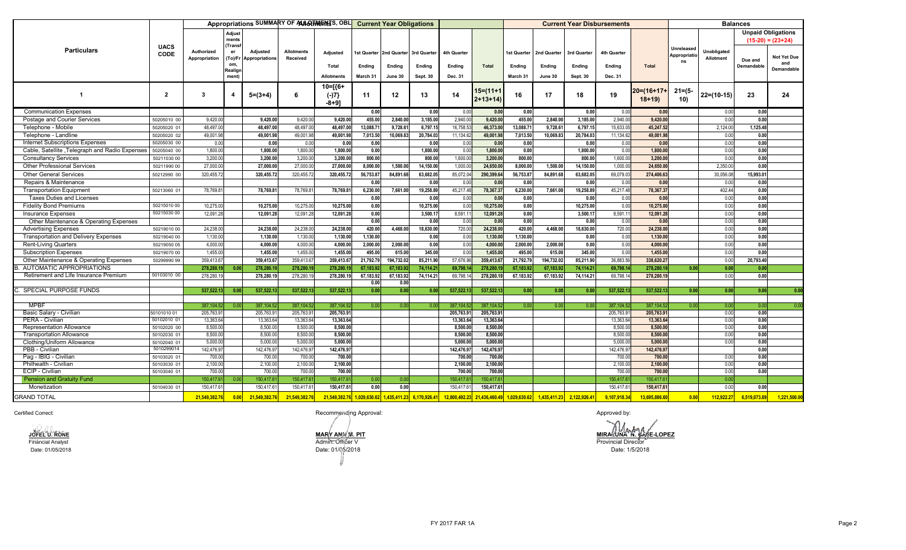| Particulars | UACS CODE | Appropriations: Authorized Appropriation | Adjustments (Transfer (To)/From, Realignment) | Adjusted Appropriations | Allotments Received | Adjusted Total Allotments | Current Year Obligations: 1st Quarter Ending March 31 | 2nd Quarter Ending June 30 | 3rd Quarter Ending Sept. 30 | 4th Quarter Ending Dec. 31 | Total | Current Year Disbursements: 1st Quarter Ending March 31 | 2nd Quarter Ending June 30 | 3rd Quarter Ending Sept. 30 | 4th Quarter Ending Dec. 31 | Total | Balances: Unreleased Appropriations | Unobligated Allotment | Unpaid Obligations (15-20) = (23+24): Due and Demandable | Not Yet Due and Demandable |
|---|---|---|---|---|---|---|---|---|---|---|---|---|---|---|---|---|---|---|---|---|
| 1 | 2 | 3 | 4 | 5=(3+4) | 6 | 10=[{6+(-)7}-8+9] | 11 | 12 | 13 | 14 | 15=(11+12+13+14) | 16 | 17 | 18 | 19 | 20=(16+17+18+19) | 21=(5-10) | 22=(10-15) | 23 | 24 |
| Communication Expenses | | | | | | | 0.00 | | 0.00 | 0.00 | 0.00 | 0.00 | | 0.00 | 0.00 | 0.00 | | 0.00 | 0.00 | |
| Postage and Courier Services | 50205010 00 | 9,420.00 | | 9,420.00 | 9,420.00 | 9,420.00 | 455.00 | 2,840.00 | 3,185.00 | 2,940.00 | 9,420.00 | 455.00 | 2,840.00 | 3,185.00 | 2,940.00 | 9,420.00 | | 0.00 | 0.00 | |
| Telephone - Mobile | 50205020 01 | 48,497.00 | | 48,497.00 | 48,497.00 | 48,497.00 | 13,088.71 | 9,728.61 | 6,797.15 | 16,758.53 | 46,373.00 | 13,088.71 | 9,728.61 | 6,797.15 | 15,633.05 | 45,247.52 | | 2,124.00 | 1,125.48 | |
| Telephone - Landline | 50205020 02 | 49,001.98 | | 49,001.98 | 49,001.98 | 49,001.98 | 7,013.50 | 10,069.83 | 20,784.03 | 11,134.62 | 49,001.98 | 7,013.50 | 10,069.83 | 20,784.03 | 11,134.62 | 49,001.98 | | 0.00 | 0.00 | |
| Internet Subscriptions Expenses | 50205030 00 | 0.00 | | | | 0.00 | 0.00 | | 0.00 | 0.00 | 0.00 | 0.00 | | 0.00 | 0.00 | 0.00 | | 0.00 | 0.00 | |
| Cable, Satellite ,Telegraph and Radio Expenses | 50205040 00 | 1,800.00 | | 1,800.00 | 1,800.00 | 1,800.00 | 0.00 | | 1,800.00 | 0.00 | 1,800.00 | 0.00 | | 1,800.00 | 0.00 | 1,800.00 | | 0.00 | 0.00 | |
| Consultancy Services | 50211030 00 | 3,200.00 | | 3,200.00 | 3,200.00 | 3,200.00 | 800.00 | | 800.00 | 1,600.00 | 3,200.00 | 800.00 | | 800.00 | 1,600.00 | 3,200.00 | | 0.00 | 0.00 | |
| Other Professional Services | 50211990 00 | 27,000.00 | | 27,000.00 | 27,000.00 | 27,000.00 | 8,000.00 | 1,500.00 | 14,150.00 | 1,000.00 | 24,650.00 | 8,000.00 | 1,500.00 | 14,150.00 | 1,000.00 | 24,650.00 | | 2,350.00 | 0.00 | |
| Other General Services | 50212990 00 | 320,455.72 | | 320,455.72 | 320,455.72 | 320,455.72 | 56,753.87 | 84,891.68 | 63,682.05 | 85,072.04 | 290,399.64 | 56,753.87 | 84,891.68 | 63,682.05 | 69,079.03 | 274,406.63 | | 30,056.08 | 15,993.01 | |
| Repairs & Maintenance | | | | | | | 0.00 | | 0.00 | 0.00 | 0.00 | 0.00 | | 0.00 | 0.00 | 0.00 | | 0.00 | 0.00 | |
| Transportation Equipment | 50213060 01 | 78,769.81 | | 78,769.81 | 78,769.81 | 78,769.81 | 6,230.00 | 7,661.00 | 19,258.89 | 45,217.48 | 78,367.37 | 6,230.00 | 7,661.00 | 19,258.89 | 45,217.48 | 78,367.37 | | 402.44 | 0.00 | |
| Taxes Duties and Licenses | | | | | | | 0.00 | | 0.00 | 0.00 | 0.00 | 0.00 | | 0.00 | 0.00 | 0.00 | | 0.00 | 0.00 | |
| Fidelity Bond Premiums | 50215010 00 | 10,275.00 | | 10,275.00 | 10,275.00 | 10,275.00 | 0.00 | | 10,275.00 | 0.00 | 10,275.00 | 0.00 | | 10,275.00 | 0.00 | 10,275.00 | | 0.00 | 0.00 | |
| Insurance Expenses | 50215030 00 | 12,091.28 | | 12,091.28 | 12,091.28 | 12,091.28 | 0.00 | | 3,500.17 | 8,591.11 | 12,091.28 | 0.00 | | 3,500.17 | 8,591.11 | 12,091.28 | | 0.00 | 0.00 | |
| Other Maintenance & Operating Expenses | | | | | | | 0.00 | | 0.00 | 0.00 | 0.00 | 0.00 | | 0.00 | 0.00 | 0.00 | | 0.00 | 0.00 | |
| Advertising Expenses | 50219010 00 | 24,238.00 | | 24,238.00 | 24,238.00 | 24,238.00 | 420.00 | 4,468.00 | 18,630.00 | 720.00 | 24,238.00 | 420.00 | 4,468.00 | 18,630.00 | 720.00 | 24,238.00 | | 0.00 | 0.00 | |
| Transportation and Delivery Expenses | 50219040 00 | 1,130.00 | | 1,130.00 | 1,130.00 | 1,130.00 | 1,130.00 | | 0.00 | 0.00 | 1,130.00 | 1,130.00 | | 0.00 | 0.00 | 1,130.00 | | 0.00 | 0.00 | |
| Rent-Living Quarters | 50219050 05 | 4,000.00 | | 4,000.00 | 4,000.00 | 4,000.00 | 2,000.00 | 2,000.00 | 0.00 | 0.00 | 4,000.00 | 2,000.00 | 2,000.00 | 0.00 | 0.00 | 4,000.00 | | 0.00 | 0.00 | |
| Subscription Expenses | 50219070 00 | 1,455.00 | | 1,455.00 | 1,455.00 | 1,455.00 | 495.00 | 615.00 | 345.00 | 0.00 | 1,455.00 | 495.00 | 615.00 | 345.00 | 0.00 | 1,455.00 | | 0.00 | 0.00 | |
| Other Maintenance & Operating Expenses | 50299990 99 | 359,413.67 | | 359,413.67 | 359,413.67 | 359,413.67 | 21,792.79 | 194,732.02 | 85,211.90 | 57,676.96 | 359,413.67 | 21,792.79 | 194,732.02 | 85,211.90 | 36,883.56 | 338,620.27 | | 0.00 | 20,793.40 | |
| B. AUTOMATIC APPROPRIATIONS | | 278,280.19 | 0.00 | 278,280.19 | 278,280.19 | 278,280.19 | 67,183.92 | 67,183.92 | 74,114.21 | 69,798.14 | 278,280.19 | 67,183.92 | 67,183.92 | 74,114.21 | 69,798.14 | 278,280.19 | 0.00 | 0.00 | 0.00 | |
| Retirement and Life Insurance Premium | 50103010 00 | 278,280.19 | | 278,280.19 | 278,280.19 | 278,280.19 | 67,183.92 | 67,183.92 | 74,114.21 | 69,798.14 | 278,280.19 | 67,183.92 | 67,183.92 | 74,114.21 | 69,798.14 | 278,280.19 | | 0.00 | 0.00 | |
| | | | | | | | 0.00 | 0.00 | | | | | | | | | | | | |
| C. SPECIAL PURPOSE FUNDS | | 537,522.13 | 0.00 | 537,522.13 | 537,522.13 | 537,522.13 | 0.00 | 0.00 | 0.00 | 537,522.13 | 537,522.13 | 0.00 | 0.00 | 0.00 | 537,522.13 | 537,522.13 | 0.00 | 0.00 | 0.00 | 0.00 |
| MPBF | | 387,104.52 | 0.00 | 387,104.52 | 387,104.52 | 387,104.52 | 0.00 | 0.00 | 0.00 | 387,104.52 | 387,104.52 | 0.00 | 0.00 | 0.00 | 387,104.52 | 387,104.52 | 0.00 | 0.00 | 0.00 | 0.00 |
| Basic Salary - Civilian | 50101010 01 | 205,763.91 | | 205,763.91 | 205,763.91 | 205,763.91 | | | | 205,763.91 | 205,763.91 | | | | 205,763.91 | 205,763.91 | | 0.00 | 0.00 | |
| PERA - Civilian | 50102010 01 | 13,363.64 | | 13,363.64 | 13,363.64 | 13,363.64 | | | | 13,363.64 | 13,363.64 | | | | 13,363.64 | 13,363.64 | | 0.00 | 0.00 | |
| Representation Allowance | 50102020 00 | 8,500.00 | | 8,500.00 | 8,500.00 | 8,500.00 | | | | 8,500.00 | 8,500.00 | | | | 8,500.00 | 8,500.00 | | 0.00 | 0.00 | |
| Transportation Allowance | 50102030 01 | 8,500.00 | | 8,500.00 | 8,500.00 | 8,500.00 | | | | 8,500.00 | 8,500.00 | | | | 8,500.00 | 8,500.00 | | 0.00 | 0.00 | |
| Clothing/Uniform Allowance | 50102040 01 | 5,000.00 | | 5,000.00 | 5,000.00 | 5,000.00 | | | | 5,000.00 | 5,000.00 | | | | 5,000.00 | 5,000.00 | | 0.00 | 0.00 | |
| PBB - Civilian | 5010299014 | 142,476.97 | | 142,476.97 | 142,476.97 | 142,476.97 | | | | 142,476.97 | 142,476.97 | | | | 142,476.97 | 142,476.97 | | | 0.00 | |
| Pag - IBIG - Civilian | 50103020 01 | 700.00 | | 700.00 | 700.00 | 700.00 | | | | 700.00 | 700.00 | | | | 700.00 | 700.00 | | 0.00 | 0.00 | |
| Philhealth - Civilian | 50103030 01 | 2,100.00 | | 2,100.00 | 2,100.00 | 2,100.00 | | | | 2,100.00 | 2,100.00 | | | | 2,100.00 | 2,100.00 | | 0.00 | 0.00 | |
| ECIP - Civilian | 50103040 01 | 700.00 | | 700.00 | 700.00 | 700.00 | | | | 700.00 | 700.00 | | | | 700.00 | 700.00 | | 0.00 | 0.00 | |
| Pension and Gratuity Fund | | 150,417.61 | 0.00 | 150,417.61 | 150,417.61 | 150,417.61 | 0.00 | 0.00 | | 150,417.61 | 150,417.61 | | | | 150,417.61 | 150,417.61 | | 0.00 | | |
| Monetization | 50104030 01 | 150,417.61 | | 150,417.61 | 150,417.61 | 150,417.61 | 0.00 | 0.00 | | 150,417.61 | 150,417.61 | | | | 150,417.61 | 150,417.61 | | 0.00 | 0.00 | |
| GRAND TOTAL | | 21,549,382.76 | 0.00 | 21,549,382.76 | 21,549,382.76 | 21,549,382.76 | 1,029,630.62 | 1,435,411.23 | 6,170,926.41 | 12,800,492.23 | 21,436,460.49 | 1,029,630.62 | 1,435,411.23 | 2,122,926.41 | 9,107,918.34 | 13,695,886.60 | 0.00 | 112,922.27 | 6,519,073.89 | 1,221,500.00 |

Certified Correct:

**JOFEL U. RONE**
Financial Analyst
Date: 01/05/2018

Recommending Approval:

**MARY ANN M. PIT**
Admin. Officer V
Date: 01/05/2018

Approved by:

**MIRALUNA N. KANE-LOPEZ**
Provincial Director
Date: 1/5/2018